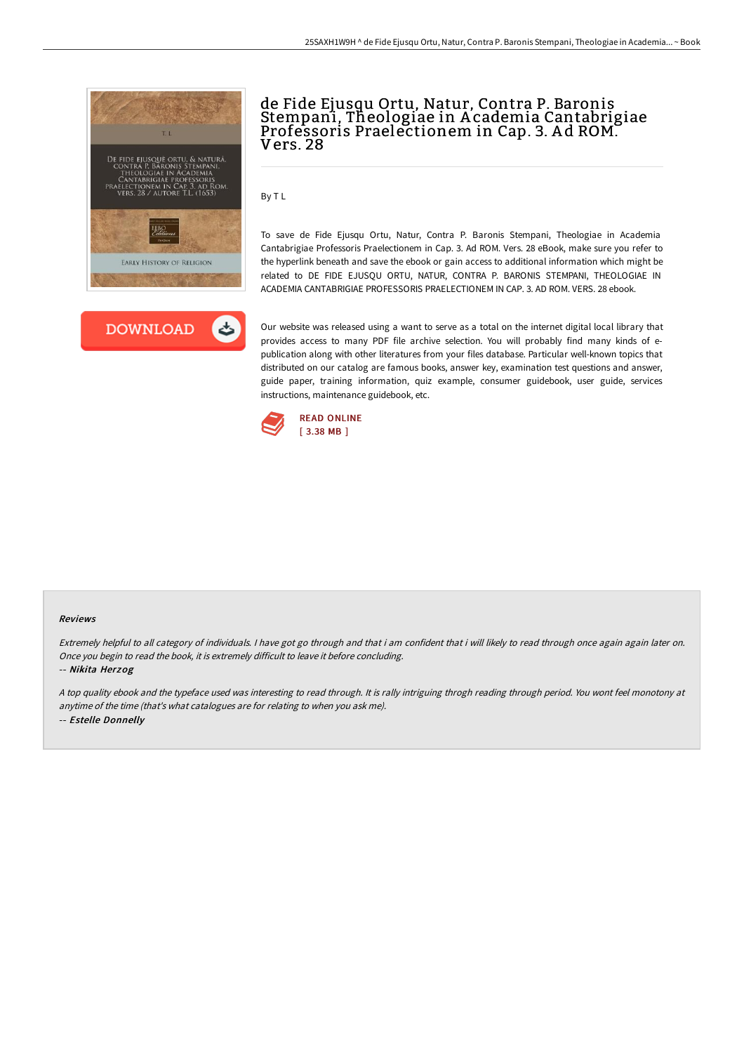# de Fide Ejusqu Ortu, Natur, Contra P. Baronis Stempani, Theologiae in Academia Cantabrigiae Professoris Praelectionem in Cap. 3. Ad ROM. Vers. 28

By T L

To save de Fide Ejusqu Ortu, Natur, Contra P. Baronis Stempani, Theologiae in Academia Cantabrigiae Professoris Praelectionem in Cap. 3. Ad ROM. Vers. 28 eBook, make sure you refer to the hyperlink beneath and save the ebook or gain access to additional information which might be related to DE FIDE EJUSQU ORTU, NATUR, CONTRA P. BARONIS STEMPANI, THEOLOGIAE IN ACADEMIA CANTABRIGIAE PROFESSORIS PRAELECTIONEM IN CAP. 3. AD ROM. VERS. 28 ebook.

Our website was released using a want to serve as a total on the internet digital local library that provides access to many PDF file archive selection. You will probably find many kinds of e-publication along with other literatures from your files database. Particular well-known topics that distributed on our catalog are famous books, answer key, examination test questions and answer, guide paper, training information, quiz example, consumer guidebook, user guide, services instructions, maintenance guidebook, etc.

READ ONLINE
[ 3.38 MB ]

## Reviews

*Extremely helpful to all category of individuals. I have got go through and that i am confident that i will likely to read through once again again later on. Once you begin to read the book, it is extremely difficult to leave it before concluding.*

-- ***Nikita Herzog***

*A top quality ebook and the typeface used was interesting to read through. It is rally intriguing throgh reading through period. You wont feel monotony at anytime of the time (that's what catalogues are for relating to when you ask me).*

-- ***Estelle Donnelly***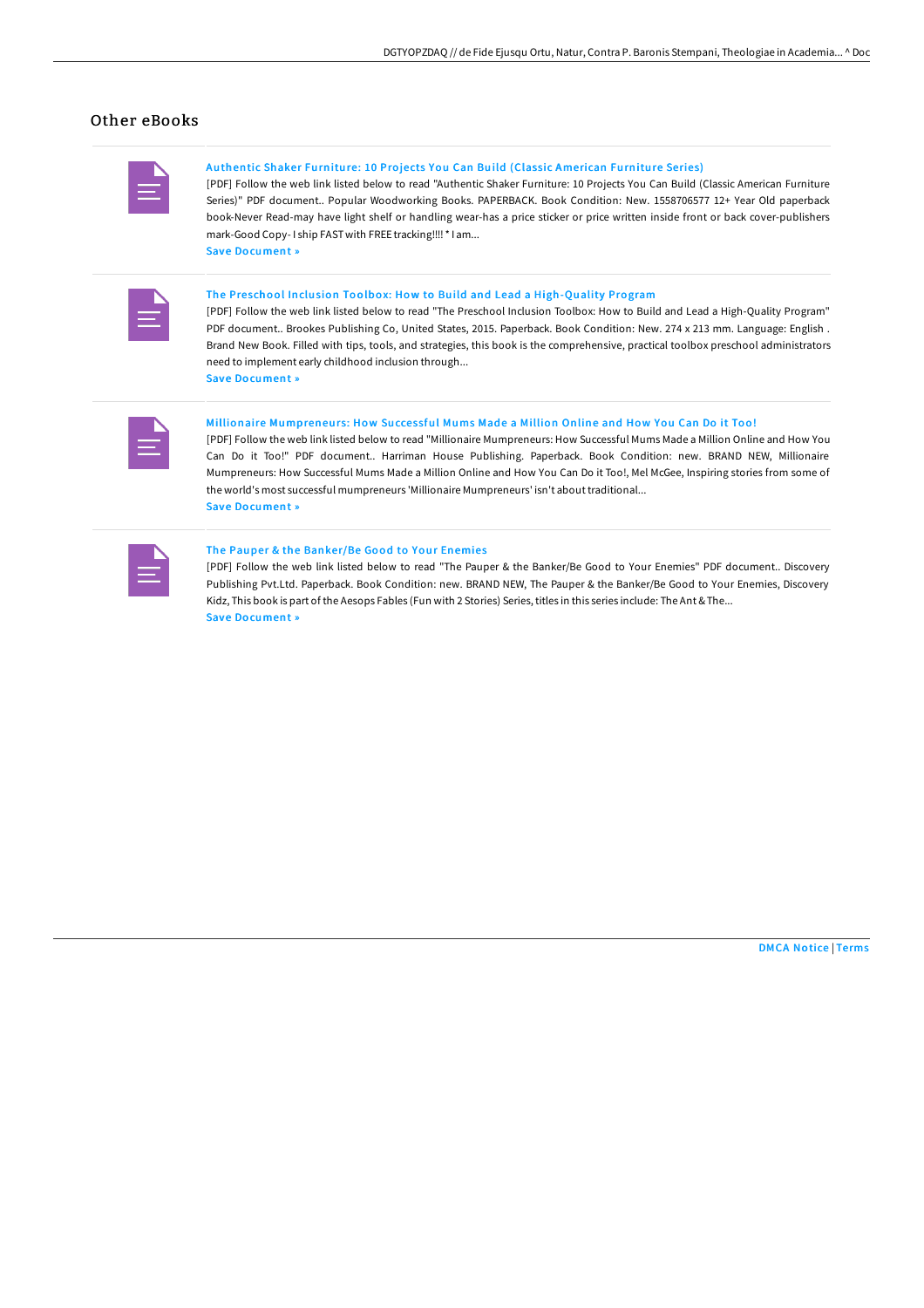## Other eBooks

### Authentic Shaker Furniture: 10 Projects You Can Build (Classic American Furniture Series)

[PDF] Follow the web link listed below to read "Authentic Shaker Furniture: 10 Projects You Can Build (Classic American Furniture Series)" PDF document.. Popular Woodworking Books. PAPERBACK. Book Condition: New. 1558706577 12+ Year Old paperback book-Never Read-may have light shelf or handling wear-has a price sticker or price written inside front or back cover-publishers mark-Good Copy- I ship FAST with FREE tracking!!!! * I am...

Save Document »

### The Preschool Inclusion Toolbox: How to Build and Lead a High-Quality Program

[PDF] Follow the web link listed below to read "The Preschool Inclusion Toolbox: How to Build and Lead a High-Quality Program" PDF document.. Brookes Publishing Co, United States, 2015. Paperback. Book Condition: New. 274 x 213 mm. Language: English . Brand New Book. Filled with tips, tools, and strategies, this book is the comprehensive, practical toolbox preschool administrators need to implement early childhood inclusion through...

Save Document »

### Millionaire Mumpreneurs: How Successful Mums Made a Million Online and How You Can Do it Too!

[PDF] Follow the web link listed below to read "Millionaire Mumpreneurs: How Successful Mums Made a Million Online and How You Can Do it Too!" PDF document.. Harriman House Publishing. Paperback. Book Condition: new. BRAND NEW, Millionaire Mumpreneurs: How Successful Mums Made a Million Online and How You Can Do it Too!, Mel McGee, Inspiring stories from some of the world's most successful mumpreneurs 'Millionaire Mumpreneurs' isn't about traditional...

Save Document »

### The Pauper & the Banker/Be Good to Your Enemies

[PDF] Follow the web link listed below to read "The Pauper & the Banker/Be Good to Your Enemies" PDF document.. Discovery Publishing Pvt.Ltd. Paperback. Book Condition: new. BRAND NEW, The Pauper & the Banker/Be Good to Your Enemies, Discovery Kidz, This book is part of the Aesops Fables (Fun with 2 Stories) Series, titles in this series include: The Ant & The...

Save Document »

DMCA Notice | Terms